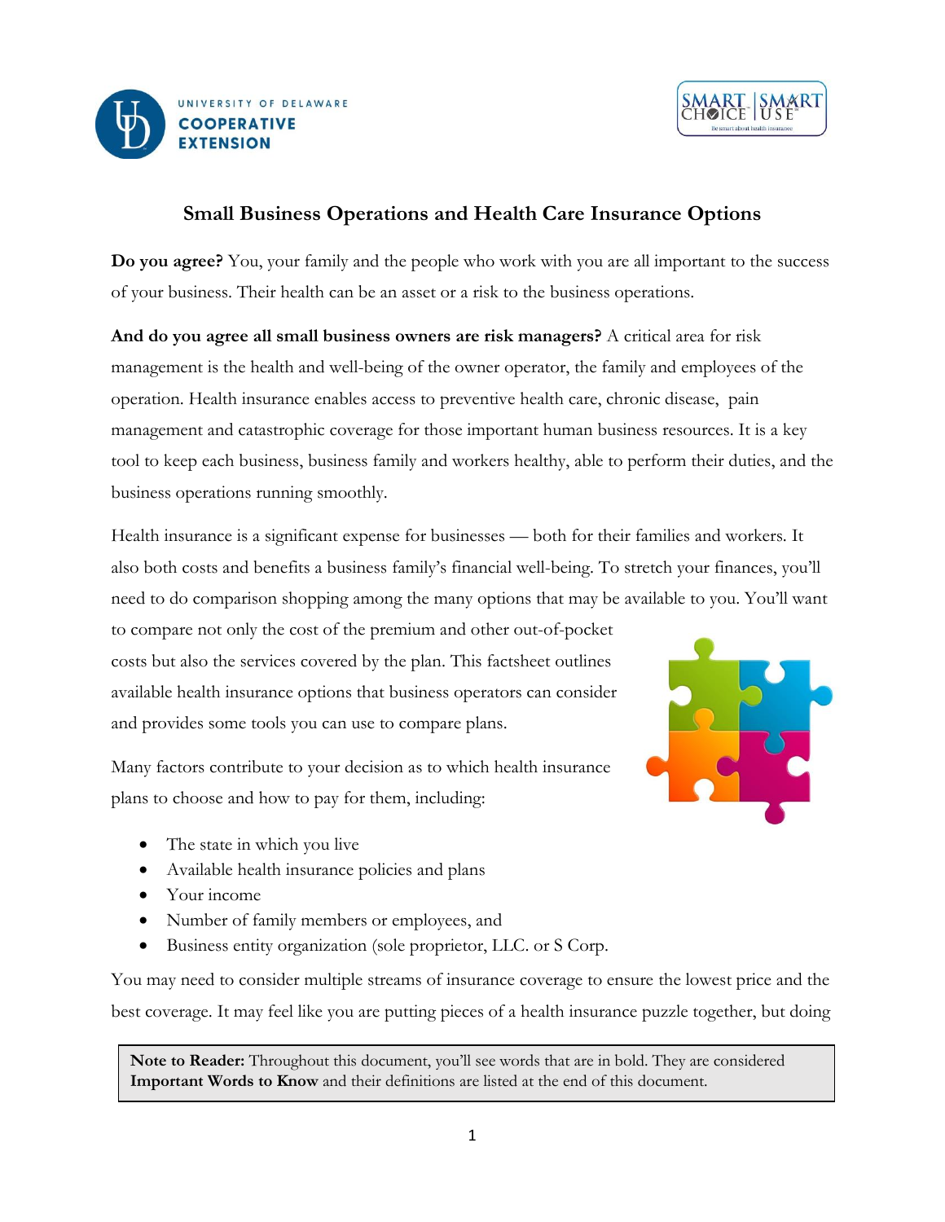# Small Business Operations and Health Care Insurance Options

**Do you agree?** You, your family and the people who work with you are all important to the success of your business. Their health can be an asset or a risk to the business operations.

**And do you agree all small business owners are risk managers?** A critical area for risk management is the health and well-being of the owner operator, the family and employees of the operation. Health insurance enables access to preventive health care, chronic disease, pain management and catastrophic coverage for those important human business resources. It is a key tool to keep each business, business family and workers healthy, able to perform their duties, and the business operations running smoothly.

Health insurance is a significant expense for businesses — both for their families and workers. It also both costs and benefits a business family's financial well-being. To stretch your finances, you'll need to do comparison shopping among the many options that may be available to you. You'll want to compare not only the cost of the premium and other out-of-pocket costs but also the services covered by the plan. This factsheet outlines available health insurance options that business operators can consider and provides some tools you can use to compare plans.

Many factors contribute to your decision as to which health insurance plans to choose and how to pay for them, including:

- The state in which you live
- Available health insurance policies and plans
- Your income
- Number of family members or employees, and
- Business entity organization (sole proprietor, LLC. or S Corp.

You may need to consider multiple streams of insurance coverage to ensure the lowest price and the best coverage. It may feel like you are putting pieces of a health insurance puzzle together, but doing

**Note to Reader:** Throughout this document, you'll see words that are in bold. They are considered **Important Words to Know** and their definitions are listed at the end of this document.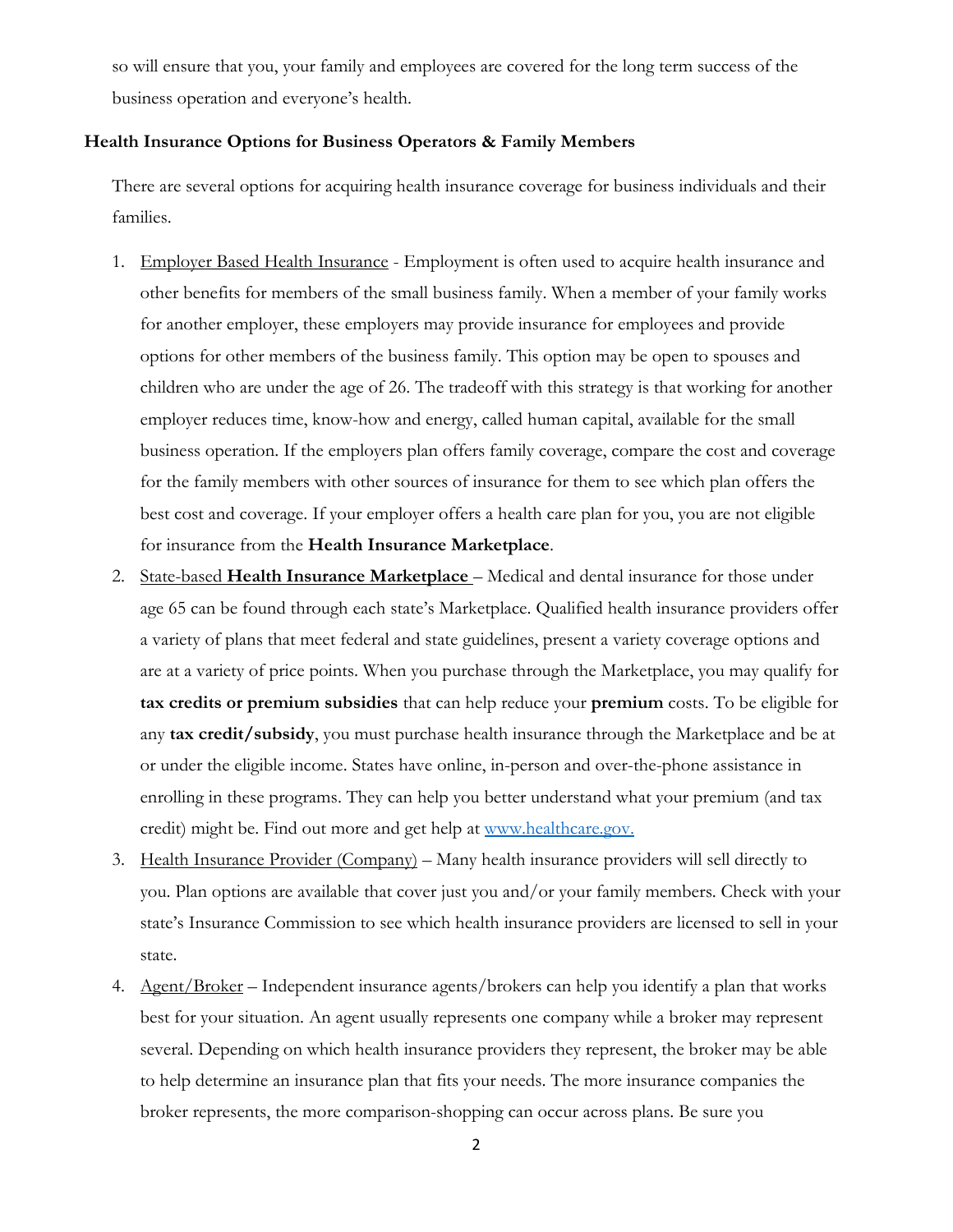so will ensure that you, your family and employees are covered for the long term success of the business operation and everyone's health.

**Health Insurance Options for Business Operators & Family Members**

There are several options for acquiring health insurance coverage for business individuals and their families.

1. Employer Based Health Insurance - Employment is often used to acquire health insurance and other benefits for members of the small business family. When a member of your family works for another employer, these employers may provide insurance for employees and provide options for other members of the business family. This option may be open to spouses and children who are under the age of 26. The tradeoff with this strategy is that working for another employer reduces time, know-how and energy, called human capital, available for the small business operation. If the employers plan offers family coverage, compare the cost and coverage for the family members with other sources of insurance for them to see which plan offers the best cost and coverage. If your employer offers a health care plan for you, you are not eligible for insurance from the **Health Insurance Marketplace**.
2. State-based **Health Insurance Marketplace** – Medical and dental insurance for those under age 65 can be found through each state's Marketplace. Qualified health insurance providers offer a variety of plans that meet federal and state guidelines, present a variety coverage options and are at a variety of price points. When you purchase through the Marketplace, you may qualify for **tax credits or premium subsidies** that can help reduce your **premium** costs. To be eligible for any **tax credit/subsidy**, you must purchase health insurance through the Marketplace and be at or under the eligible income. States have online, in-person and over-the-phone assistance in enrolling in these programs. They can help you better understand what your premium (and tax credit) might be. Find out more and get help at [www.healthcare.gov.](http://www.healthcare.gov)
3. Health Insurance Provider (Company) – Many health insurance providers will sell directly to you. Plan options are available that cover just you and/or your family members. Check with your state's Insurance Commission to see which health insurance providers are licensed to sell in your state.
4. Agent/Broker – Independent insurance agents/brokers can help you identify a plan that works best for your situation. An agent usually represents one company while a broker may represent several. Depending on which health insurance providers they represent, the broker may be able to help determine an insurance plan that fits your needs. The more insurance companies the broker represents, the more comparison-shopping can occur across plans. Be sure you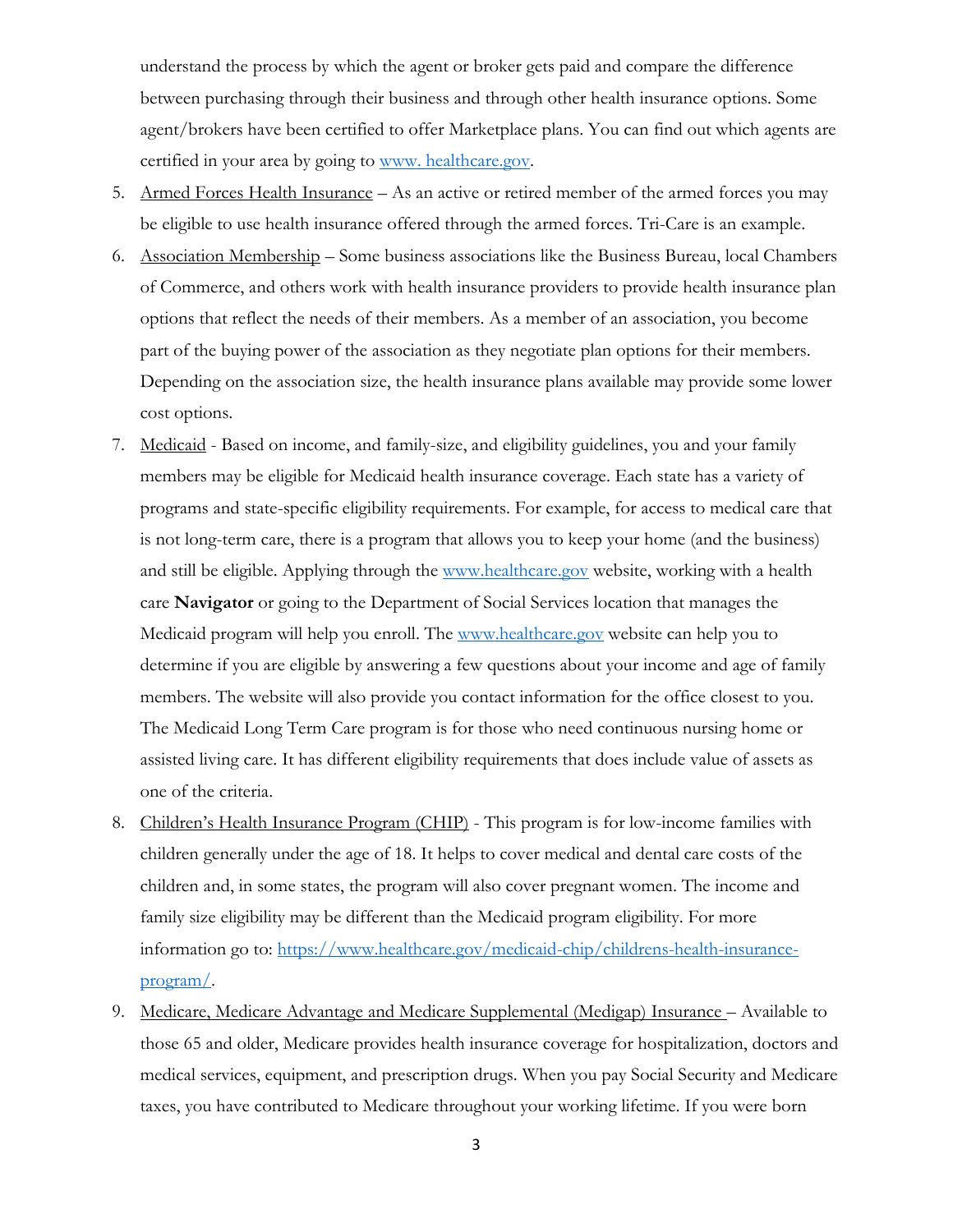understand the process by which the agent or broker gets paid and compare the difference between purchasing through their business and through other health insurance options. Some agent/brokers have been certified to offer Marketplace plans. You can find out which agents are certified in your area by going to [www. healthcare.gov](www.healthcare.gov).

5. Armed Forces Health Insurance – As an active or retired member of the armed forces you may be eligible to use health insurance offered through the armed forces. Tri-Care is an example.
6. Association Membership – Some business associations like the Business Bureau, local Chambers of Commerce, and others work with health insurance providers to provide health insurance plan options that reflect the needs of their members. As a member of an association, you become part of the buying power of the association as they negotiate plan options for their members. Depending on the association size, the health insurance plans available may provide some lower cost options.
7. Medicaid - Based on income, and family-size, and eligibility guidelines, you and your family members may be eligible for Medicaid health insurance coverage. Each state has a variety of programs and state-specific eligibility requirements. For example, for access to medical care that is not long-term care, there is a program that allows you to keep your home (and the business) and still be eligible. Applying through the [www.healthcare.gov](www.healthcare.gov) website, working with a health care **Navigator** or going to the Department of Social Services location that manages the Medicaid program will help you enroll. The [www.healthcare.gov](www.healthcare.gov) website can help you to determine if you are eligible by answering a few questions about your income and age of family members. The website will also provide you contact information for the office closest to you. The Medicaid Long Term Care program is for those who need continuous nursing home or assisted living care. It has different eligibility requirements that does include value of assets as one of the criteria.
8. Children's Health Insurance Program (CHIP) - This program is for low-income families with children generally under the age of 18. It helps to cover medical and dental care costs of the children and, in some states, the program will also cover pregnant women. The income and family size eligibility may be different than the Medicaid program eligibility. For more information go to: [https://www.healthcare.gov/medicaid-chip/childrens-health-insurance-program/](https://www.healthcare.gov/medicaid-chip/childrens-health-insurance-program/).
9. Medicare, Medicare Advantage and Medicare Supplemental (Medigap) Insurance – Available to those 65 and older, Medicare provides health insurance coverage for hospitalization, doctors and medical services, equipment, and prescription drugs. When you pay Social Security and Medicare taxes, you have contributed to Medicare throughout your working lifetime. If you were born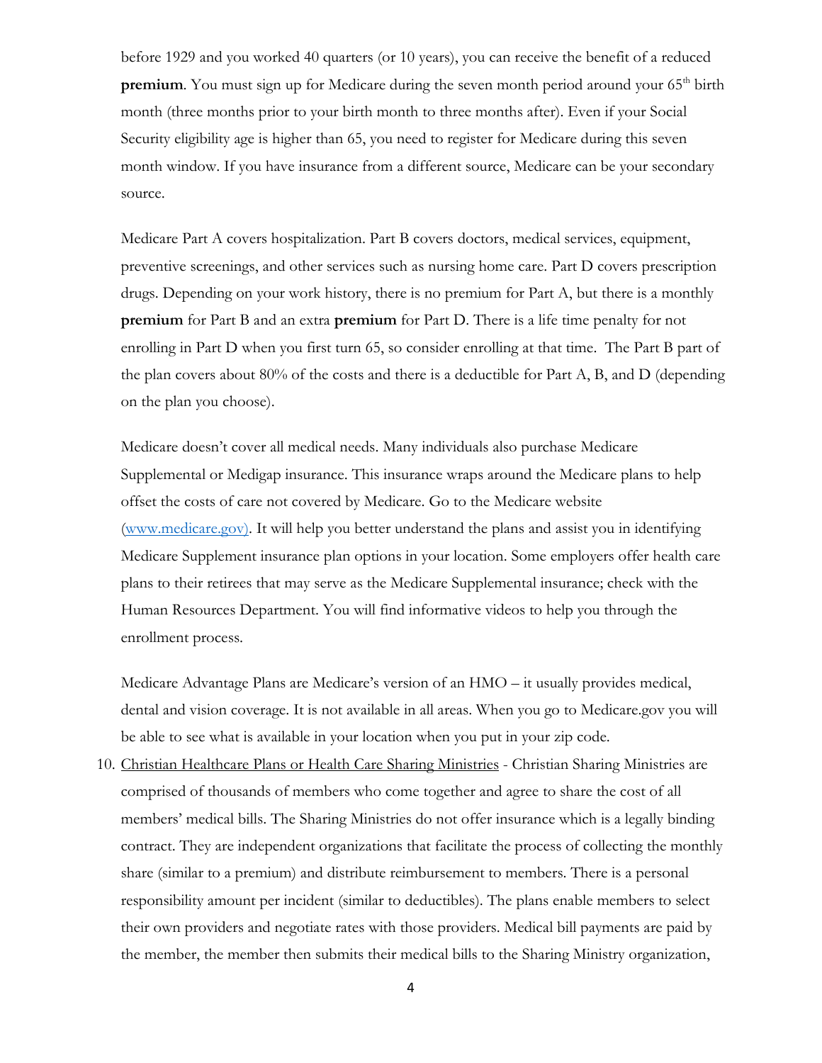before 1929 and you worked 40 quarters (or 10 years), you can receive the benefit of a reduced **premium**. You must sign up for Medicare during the seven month period around your 65th birth month (three months prior to your birth month to three months after). Even if your Social Security eligibility age is higher than 65, you need to register for Medicare during this seven month window. If you have insurance from a different source, Medicare can be your secondary source.

Medicare Part A covers hospitalization. Part B covers doctors, medical services, equipment, preventive screenings, and other services such as nursing home care. Part D covers prescription drugs. Depending on your work history, there is no premium for Part A, but there is a monthly **premium** for Part B and an extra **premium** for Part D. There is a life time penalty for not enrolling in Part D when you first turn 65, so consider enrolling at that time. The Part B part of the plan covers about 80% of the costs and there is a deductible for Part A, B, and D (depending on the plan you choose).

Medicare doesn't cover all medical needs. Many individuals also purchase Medicare Supplemental or Medigap insurance. This insurance wraps around the Medicare plans to help offset the costs of care not covered by Medicare. Go to the Medicare website ([www.medicare.gov](http://www.medicare.gov)). It will help you better understand the plans and assist you in identifying Medicare Supplement insurance plan options in your location. Some employers offer health care plans to their retirees that may serve as the Medicare Supplemental insurance; check with the Human Resources Department. You will find informative videos to help you through the enrollment process.

Medicare Advantage Plans are Medicare's version of an HMO – it usually provides medical, dental and vision coverage. It is not available in all areas. When you go to Medicare.gov you will be able to see what is available in your location when you put in your zip code.

10. <u>Christian Healthcare Plans or Health Care Sharing Ministries</u> - Christian Sharing Ministries are comprised of thousands of members who come together and agree to share the cost of all members' medical bills. The Sharing Ministries do not offer insurance which is a legally binding contract. They are independent organizations that facilitate the process of collecting the monthly share (similar to a premium) and distribute reimbursement to members. There is a personal responsibility amount per incident (similar to deductibles). The plans enable members to select their own providers and negotiate rates with those providers. Medical bill payments are paid by the member, the member then submits their medical bills to the Sharing Ministry organization,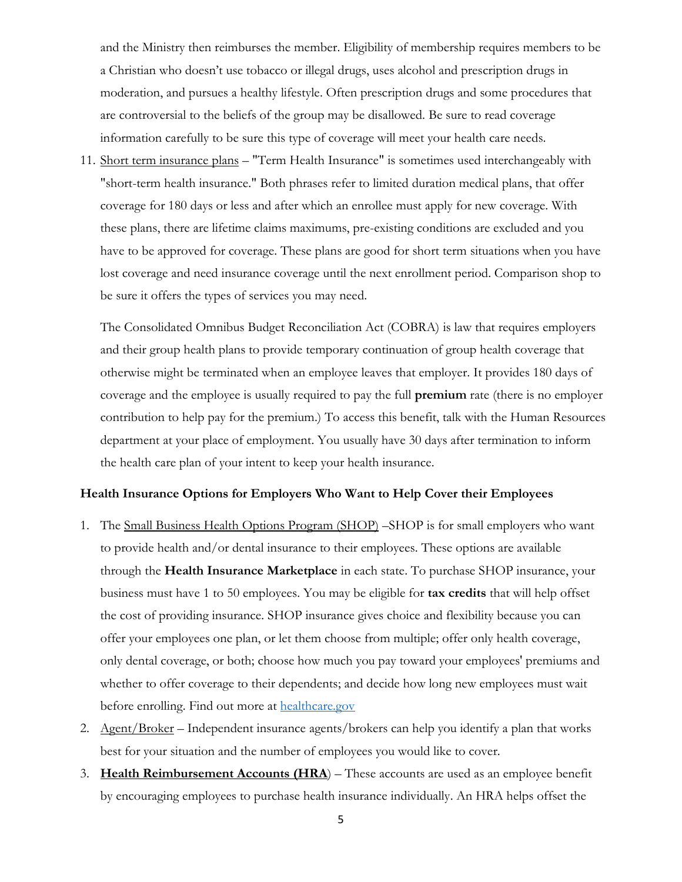and the Ministry then reimburses the member. Eligibility of membership requires members to be a Christian who doesn't use tobacco or illegal drugs, uses alcohol and prescription drugs in moderation, and pursues a healthy lifestyle. Often prescription drugs and some procedures that are controversial to the beliefs of the group may be disallowed. Be sure to read coverage information carefully to be sure this type of coverage will meet your health care needs.

11. Short term insurance plans – "Term Health Insurance" is sometimes used interchangeably with "short-term health insurance." Both phrases refer to limited duration medical plans, that offer coverage for 180 days or less and after which an enrollee must apply for new coverage. With these plans, there are lifetime claims maximums, pre-existing conditions are excluded and you have to be approved for coverage. These plans are good for short term situations when you have lost coverage and need insurance coverage until the next enrollment period. Comparison shop to be sure it offers the types of services you may need.

    The Consolidated Omnibus Budget Reconciliation Act (COBRA) is law that requires employers and their group health plans to provide temporary continuation of group health coverage that otherwise might be terminated when an employee leaves that employer. It provides 180 days of coverage and the employee is usually required to pay the full **premium** rate (there is no employer contribution to help pay for the premium.) To access this benefit, talk with the Human Resources department at your place of employment. You usually have 30 days after termination to inform the health care plan of your intent to keep your health insurance.

**Health Insurance Options for Employers Who Want to Help Cover their Employees**

1. The Small Business Health Options Program (SHOP) –SHOP is for small employers who want to provide health and/or dental insurance to their employees. These options are available through the **Health Insurance Marketplace** in each state. To purchase SHOP insurance, your business must have 1 to 50 employees. You may be eligible for **tax credits** that will help offset the cost of providing insurance. SHOP insurance gives choice and flexibility because you can offer your employees one plan, or let them choose from multiple; offer only health coverage, only dental coverage, or both; choose how much you pay toward your employees' premiums and whether to offer coverage to their dependents; and decide how long new employees must wait before enrolling. Find out more at [healthcare.gov](healthcare.gov)
2. Agent/Broker – Independent insurance agents/brokers can help you identify a plan that works best for your situation and the number of employees you would like to cover.
3. **Health Reimbursement Accounts (HRA**) – These accounts are used as an employee benefit by encouraging employees to purchase health insurance individually. An HRA helps offset the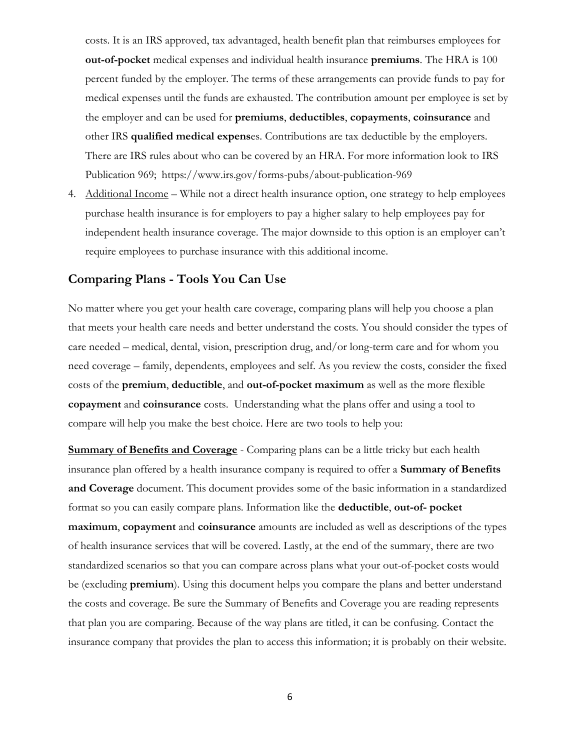costs. It is an IRS approved, tax advantaged, health benefit plan that reimburses employees for **out-of-pocket** medical expenses and individual health insurance **premiums**. The HRA is 100 percent funded by the employer. The terms of these arrangements can provide funds to pay for medical expenses until the funds are exhausted. The contribution amount per employee is set by the employer and can be used for **premiums**, **deductibles**, **copayments**, **coinsurance** and other IRS **qualified medical expens**es. Contributions are tax deductible by the employers. There are IRS rules about who can be covered by an HRA. For more information look to IRS Publication 969; https://www.irs.gov/forms-pubs/about-publication-969

4. Additional Income – While not a direct health insurance option, one strategy to help employees purchase health insurance is for employers to pay a higher salary to help employees pay for independent health insurance coverage. The major downside to this option is an employer can't require employees to purchase insurance with this additional income.

## Comparing Plans - Tools You Can Use

No matter where you get your health care coverage, comparing plans will help you choose a plan that meets your health care needs and better understand the costs. You should consider the types of care needed – medical, dental, vision, prescription drug, and/or long-term care and for whom you need coverage – family, dependents, employees and self. As you review the costs, consider the fixed costs of the **premium**, **deductible**, and **out-of-pocket maximum** as well as the more flexible **copayment** and **coinsurance** costs. Understanding what the plans offer and using a tool to compare will help you make the best choice. Here are two tools to help you:

**Summary of Benefits and Coverage** - Comparing plans can be a little tricky but each health insurance plan offered by a health insurance company is required to offer a **Summary of Benefits and Coverage** document. This document provides some of the basic information in a standardized format so you can easily compare plans. Information like the **deductible**, **out-of- pocket maximum**, **copayment** and **coinsurance** amounts are included as well as descriptions of the types of health insurance services that will be covered. Lastly, at the end of the summary, there are two standardized scenarios so that you can compare across plans what your out-of-pocket costs would be (excluding **premium**). Using this document helps you compare the plans and better understand the costs and coverage. Be sure the Summary of Benefits and Coverage you are reading represents that plan you are comparing. Because of the way plans are titled, it can be confusing. Contact the insurance company that provides the plan to access this information; it is probably on their website.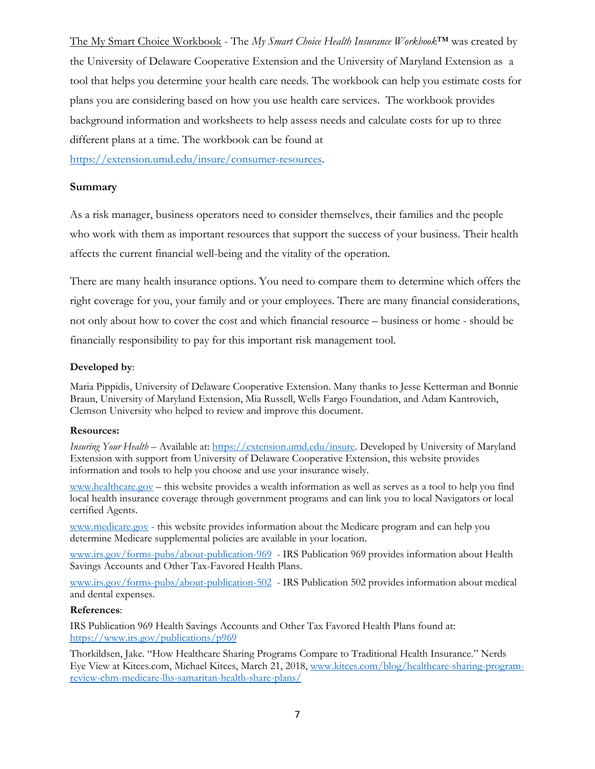The My Smart Choice Workbook - The *My Smart Choice Health Insurance Workbook*™ was created by the University of Delaware Cooperative Extension and the University of Maryland Extension as a tool that helps you determine your health care needs. The workbook can help you estimate costs for plans you are considering based on how you use health care services. The workbook provides background information and worksheets to help assess needs and calculate costs for up to three different plans at a time. The workbook can be found at https://extension.umd.edu/insure/consumer-resources.

**Summary**

As a risk manager, business operators need to consider themselves, their families and the people who work with them as important resources that support the success of your business. Their health affects the current financial well-being and the vitality of the operation.

There are many health insurance options. You need to compare them to determine which offers the right coverage for you, your family and or your employees. There are many financial considerations, not only about how to cover the cost and which financial resource – business or home - should be financially responsibility to pay for this important risk management tool.

**Developed by**:

Maria Pippidis, University of Delaware Cooperative Extension. Many thanks to Jesse Ketterman and Bonnie Braun, University of Maryland Extension, Mia Russell, Wells Fargo Foundation, and Adam Kantrovich, Clemson University who helped to review and improve this document.

**Resources:**

*Insuring Your Health* – Available at: https://extension.umd.edu/insure. Developed by University of Maryland Extension with support from University of Delaware Cooperative Extension, this website provides information and tools to help you choose and use your insurance wisely.

www.healthcare.gov – this website provides a wealth information as well as serves as a tool to help you find local health insurance coverage through government programs and can link you to local Navigators or local certified Agents.

www.medicare.gov - this website provides information about the Medicare program and can help you determine Medicare supplemental policies are available in your location.

www.irs.gov/forms-pubs/about-publication-969 - IRS Publication 969 provides information about Health Savings Accounts and Other Tax-Favored Health Plans.

www.irs.gov/forms-pubs/about-publication-502 - IRS Publication 502 provides information about medical and dental expenses.

**References**:

IRS Publication 969 Health Savings Accounts and Other Tax Favored Health Plans found at: https://www.irs.gov/publications/p969

Thorkildsen, Jake. "How Healthcare Sharing Programs Compare to Traditional Health Insurance." Nerds Eye View at Kitces.com, Michael Kitces, March 21, 2018, www.kitces.com/blog/healthcare-sharing-program-review-chm-medicare-lhs-samaritan-health-share-plans/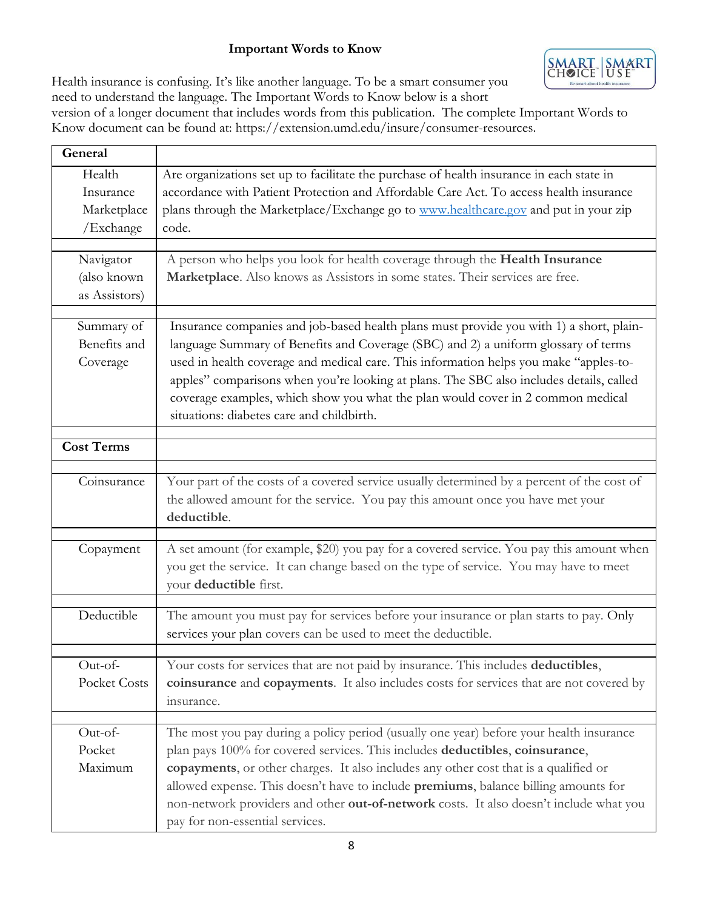# Important Words to Know

Health insurance is confusing. It's like another language. To be a smart consumer you need to understand the language. The Important Words to Know below is a short version of a longer document that includes words from this publication. The complete Important Words to Know document can be found at: https://extension.umd.edu/insure/consumer-resources.

| **General** | |
|---|---|
| Health Insurance Marketplace /Exchange | Are organizations set up to facilitate the purchase of health insurance in each state in accordance with Patient Protection and Affordable Care Act. To access health insurance plans through the Marketplace/Exchange go to www.healthcare.gov and put in your zip code. |
| Navigator (also known as Assistors) | A person who helps you look for health coverage through the **Health Insurance Marketplace**. Also knows as Assistors in some states. Their services are free. |
| Summary of Benefits and Coverage | Insurance companies and job-based health plans must provide you with 1) a short, plain-language Summary of Benefits and Coverage (SBC) and 2) a uniform glossary of terms used in health coverage and medical care. This information helps you make "apples-to-apples" comparisons when you're looking at plans. The SBC also includes details, called coverage examples, which show you what the plan would cover in 2 common medical situations: diabetes care and childbirth. |
| **Cost Terms** | |
| Coinsurance | Your part of the costs of a covered service usually determined by a percent of the cost of the allowed amount for the service. You pay this amount once you have met your **deductible**. |
| Copayment | A set amount (for example, $20) you pay for a covered service. You pay this amount when you get the service. It can change based on the type of service. You may have to meet your **deductible** first. |
| Deductible | The amount you must pay for services before your insurance or plan starts to pay. Only services your plan covers can be used to meet the deductible. |
| Out-of-Pocket Costs | Your costs for services that are not paid by insurance. This includes **deductibles**, **coinsurance** and **copayments**. It also includes costs for services that are not covered by insurance. |
| Out-of-Pocket Maximum | The most you pay during a policy period (usually one year) before your health insurance plan pays 100% for covered services. This includes **deductibles**, **coinsurance**, **copayments**, or other charges. It also includes any other cost that is a qualified or allowed expense. This doesn't have to include **premiums**, balance billing amounts for non-network providers and other **out-of-network** costs. It also doesn't include what you pay for non-essential services. |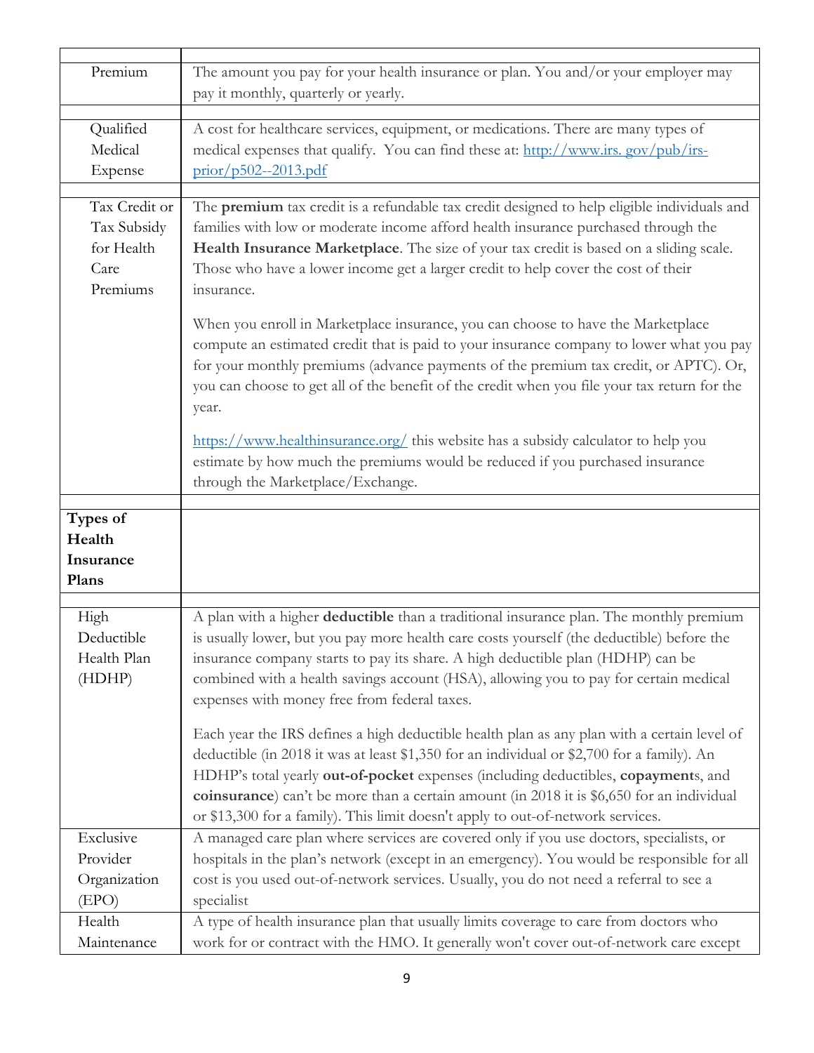| | |
|---|---|
| Premium | The amount you pay for your health insurance or plan. You and/or your employer may pay it monthly, quarterly or yearly. |
| | |
| Qualified Medical Expense | A cost for healthcare services, equipment, or medications. There are many types of medical expenses that qualify. You can find these at: [http://www.irs. gov/pub/irs-prior/p502--2013.pdf](http://www.irs.gov/pub/irs-prior/p502--2013.pdf) |
| | |
| Tax Credit or Tax Subsidy for Health Care Premiums | The **premium** tax credit is a refundable tax credit designed to help eligible individuals and families with low or moderate income afford health insurance purchased through the **Health Insurance Marketplace**. The size of your tax credit is based on a sliding scale. Those who have a lower income get a larger credit to help cover the cost of their insurance.<br><br>When you enroll in Marketplace insurance, you can choose to have the Marketplace compute an estimated credit that is paid to your insurance company to lower what you pay for your monthly premiums (advance payments of the premium tax credit, or APTC). Or, you can choose to get all of the benefit of the credit when you file your tax return for the year.<br><br>[https://www.healthinsurance.org/](https://www.healthinsurance.org/) this website has a subsidy calculator to help you estimate by how much the premiums would be reduced if you purchased insurance through the Marketplace/Exchange. |
| | |
| **Types of Health Insurance Plans** | |
| | |
| High Deductible Health Plan (HDHP) | A plan with a higher **deductible** than a traditional insurance plan. The monthly premium is usually lower, but you pay more health care costs yourself (the deductible) before the insurance company starts to pay its share. A high deductible plan (HDHP) can be combined with a health savings account (HSA), allowing you to pay for certain medical expenses with money free from federal taxes.<br><br>Each year the IRS defines a high deductible health plan as any plan with a certain level of deductible (in 2018 it was at least $1,350 for an individual or $2,700 for a family). An HDHP's total yearly **out-of-pocket** expenses (including deductibles, **copayment**s, and **coinsurance**) can't be more than a certain amount (in 2018 it is $6,650 for an individual or $13,300 for a family). This limit doesn't apply to out-of-network services. |
| Exclusive Provider Organization (EPO) | A managed care plan where services are covered only if you use doctors, specialists, or hospitals in the plan's network (except in an emergency). You would be responsible for all cost is you used out-of-network services. Usually, you do not need a referral to see a specialist |
| Health Maintenance | A type of health insurance plan that usually limits coverage to care from doctors who work for or contract with the HMO. It generally won't cover out-of-network care except |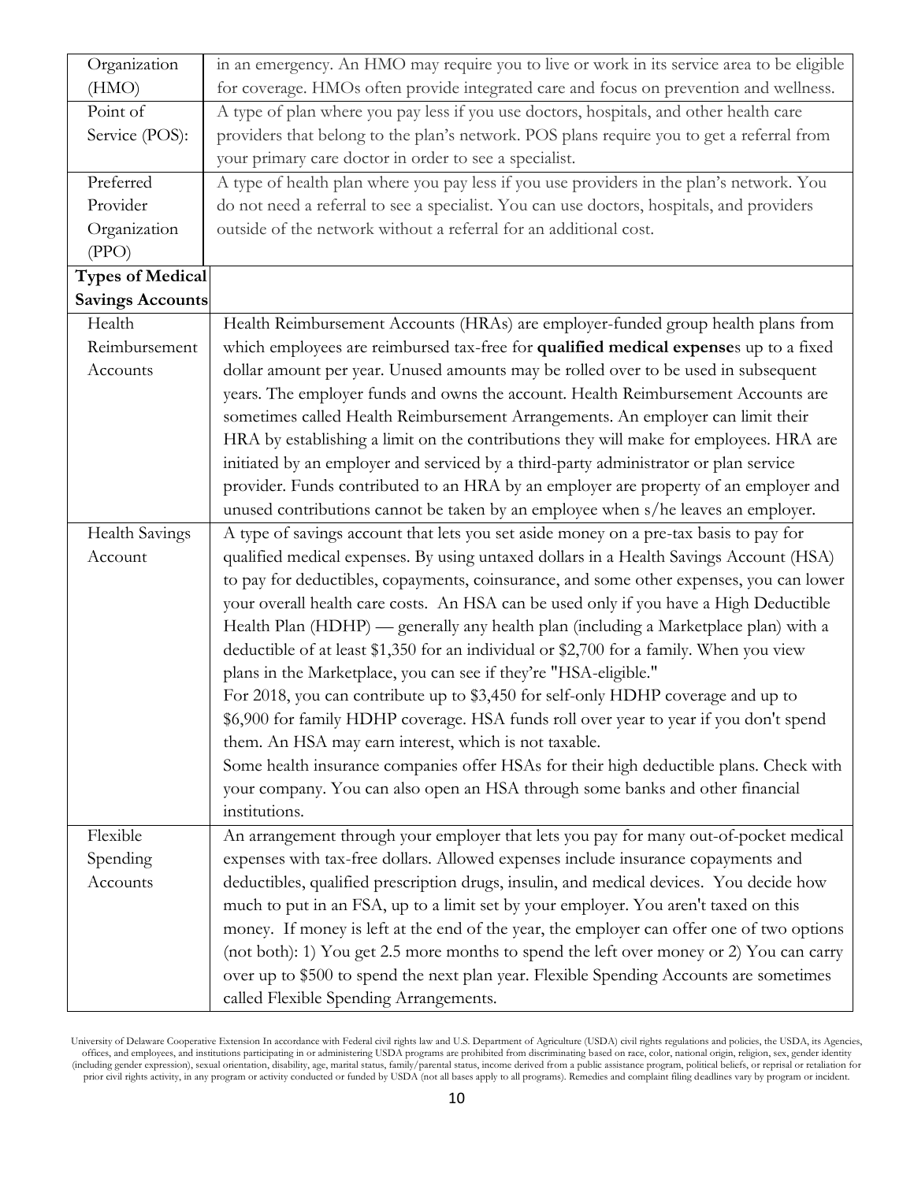| | |
|---|---|
| Organization (HMO) | in an emergency. An HMO may require you to live or work in its service area to be eligible for coverage. HMOs often provide integrated care and focus on prevention and wellness. |
| Point of Service (POS): | A type of plan where you pay less if you use doctors, hospitals, and other health care providers that belong to the plan's network. POS plans require you to get a referral from your primary care doctor in order to see a specialist. |
| Preferred Provider Organization (PPO) | A type of health plan where you pay less if you use providers in the plan's network. You do not need a referral to see a specialist. You can use doctors, hospitals, and providers outside of the network without a referral for an additional cost. |
| **Types of Medical Savings Accounts** | |
| Health Reimbursement Accounts | Health Reimbursement Accounts (HRAs) are employer-funded group health plans from which employees are reimbursed tax-free for **qualified medical expense**s up to a fixed dollar amount per year. Unused amounts may be rolled over to be used in subsequent years. The employer funds and owns the account. Health Reimbursement Accounts are sometimes called Health Reimbursement Arrangements. An employer can limit their HRA by establishing a limit on the contributions they will make for employees. HRA are initiated by an employer and serviced by a third-party administrator or plan service provider. Funds contributed to an HRA by an employer are property of an employer and unused contributions cannot be taken by an employee when s/he leaves an employer. |
| Health Savings Account | A type of savings account that lets you set aside money on a pre-tax basis to pay for qualified medical expenses. By using untaxed dollars in a Health Savings Account (HSA) to pay for deductibles, copayments, coinsurance, and some other expenses, you can lower your overall health care costs. An HSA can be used only if you have a High Deductible Health Plan (HDHP) — generally any health plan (including a Marketplace plan) with a deductible of at least \$1,350 for an individual or \$2,700 for a family. When you view plans in the Marketplace, you can see if they're "HSA-eligible."<br>For 2018, you can contribute up to \$3,450 for self-only HDHP coverage and up to \$6,900 for family HDHP coverage. HSA funds roll over year to year if you don't spend them. An HSA may earn interest, which is not taxable.<br>Some health insurance companies offer HSAs for their high deductible plans. Check with your company. You can also open an HSA through some banks and other financial institutions. |
| Flexible Spending Accounts | An arrangement through your employer that lets you pay for many out-of-pocket medical expenses with tax-free dollars. Allowed expenses include insurance copayments and deductibles, qualified prescription drugs, insulin, and medical devices. You decide how much to put in an FSA, up to a limit set by your employer. You aren't taxed on this money. If money is left at the end of the year, the employer can offer one of two options (not both): 1) You get 2.5 more months to spend the left over money or 2) You can carry over up to \$500 to spend the next plan year. Flexible Spending Accounts are sometimes called Flexible Spending Arrangements. |

University of Delaware Cooperative Extension In accordance with Federal civil rights law and U.S. Department of Agriculture (USDA) civil rights regulations and policies, the USDA, its Agencies, offices, and employees, and institutions participating in or administering USDA programs are prohibited from discriminating based on race, color, national origin, religion, sex, gender identity (including gender expression), sexual orientation, disability, age, marital status, family/parental status, income derived from a public assistance program, political beliefs, or reprisal or retaliation for prior civil rights activity, in any program or activity conducted or funded by USDA (not all bases apply to all programs). Remedies and complaint filing deadlines vary by program or incident.